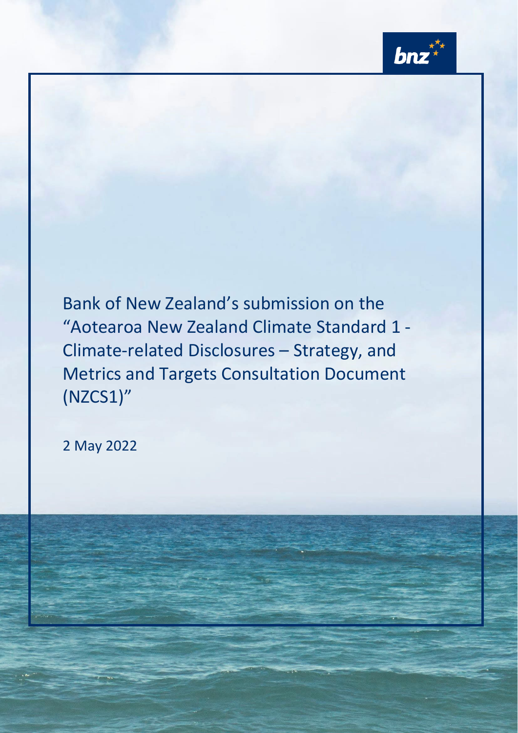# Bank of New Zealand's submission on the "Aotearoa New Zealand Climate Standard 1 - Climate-related Disclosures – Strategy, and Metrics and Targets Consultation Document (NZCS1)"

2 May 2022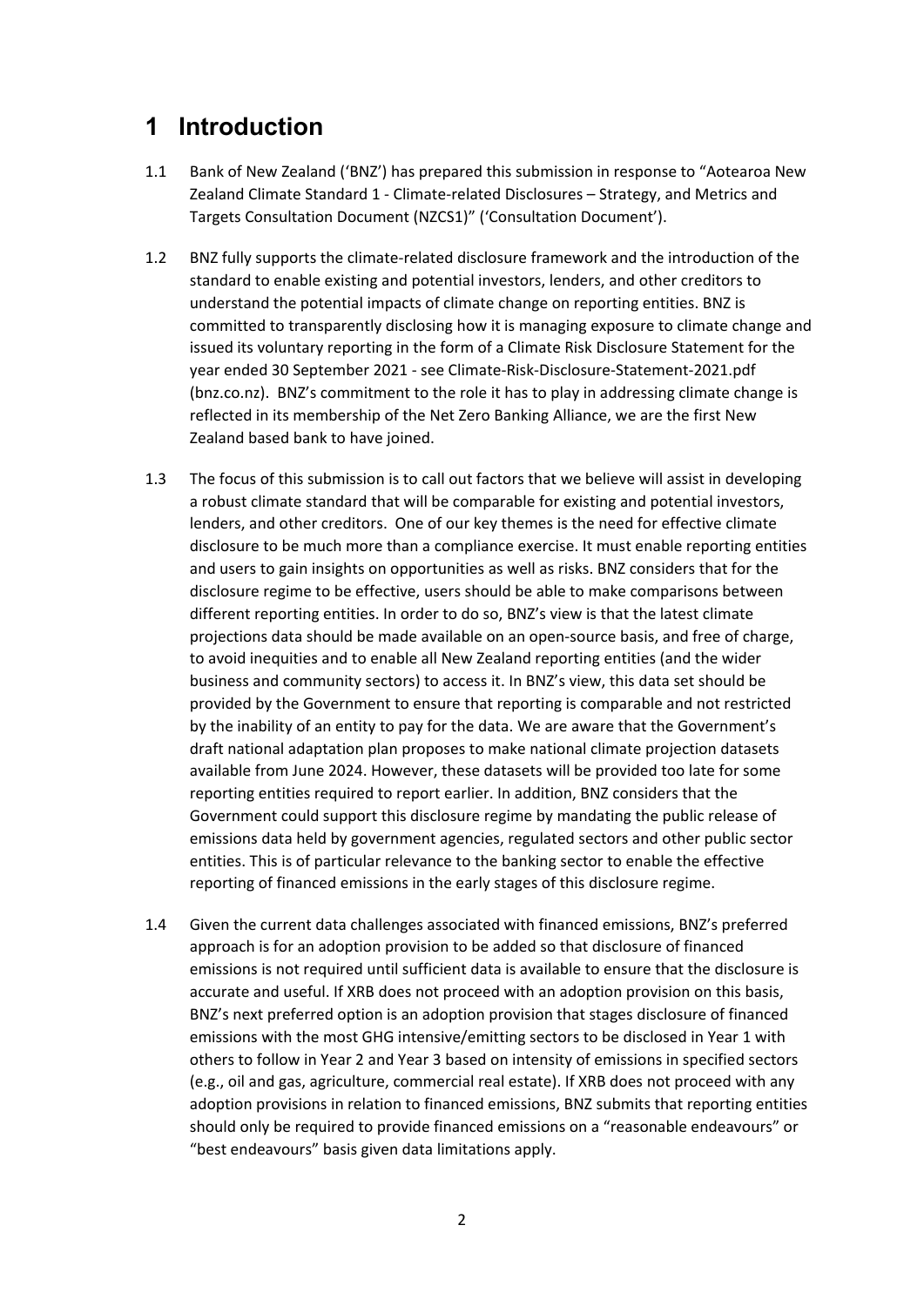# 1 Introduction

1.1 Bank of New Zealand ('BNZ') has prepared this submission in response to "Aotearoa New Zealand Climate Standard 1 - Climate-related Disclosures – Strategy, and Metrics and Targets Consultation Document (NZCS1)" ('Consultation Document').

1.2 BNZ fully supports the climate-related disclosure framework and the introduction of the standard to enable existing and potential investors, lenders, and other creditors to understand the potential impacts of climate change on reporting entities. BNZ is committed to transparently disclosing how it is managing exposure to climate change and issued its voluntary reporting in the form of a Climate Risk Disclosure Statement for the year ended 30 September 2021 - see Climate-Risk-Disclosure-Statement-2021.pdf (bnz.co.nz). BNZ's commitment to the role it has to play in addressing climate change is reflected in its membership of the Net Zero Banking Alliance, we are the first New Zealand based bank to have joined.

1.3 The focus of this submission is to call out factors that we believe will assist in developing a robust climate standard that will be comparable for existing and potential investors, lenders, and other creditors. One of our key themes is the need for effective climate disclosure to be much more than a compliance exercise. It must enable reporting entities and users to gain insights on opportunities as well as risks. BNZ considers that for the disclosure regime to be effective, users should be able to make comparisons between different reporting entities. In order to do so, BNZ's view is that the latest climate projections data should be made available on an open-source basis, and free of charge, to avoid inequities and to enable all New Zealand reporting entities (and the wider business and community sectors) to access it. In BNZ's view, this data set should be provided by the Government to ensure that reporting is comparable and not restricted by the inability of an entity to pay for the data. We are aware that the Government's draft national adaptation plan proposes to make national climate projection datasets available from June 2024. However, these datasets will be provided too late for some reporting entities required to report earlier. In addition, BNZ considers that the Government could support this disclosure regime by mandating the public release of emissions data held by government agencies, regulated sectors and other public sector entities. This is of particular relevance to the banking sector to enable the effective reporting of financed emissions in the early stages of this disclosure regime.

1.4 Given the current data challenges associated with financed emissions, BNZ's preferred approach is for an adoption provision to be added so that disclosure of financed emissions is not required until sufficient data is available to ensure that the disclosure is accurate and useful. If XRB does not proceed with an adoption provision on this basis, BNZ's next preferred option is an adoption provision that stages disclosure of financed emissions with the most GHG intensive/emitting sectors to be disclosed in Year 1 with others to follow in Year 2 and Year 3 based on intensity of emissions in specified sectors (e.g., oil and gas, agriculture, commercial real estate). If XRB does not proceed with any adoption provisions in relation to financed emissions, BNZ submits that reporting entities should only be required to provide financed emissions on a "reasonable endeavours" or "best endeavours" basis given data limitations apply.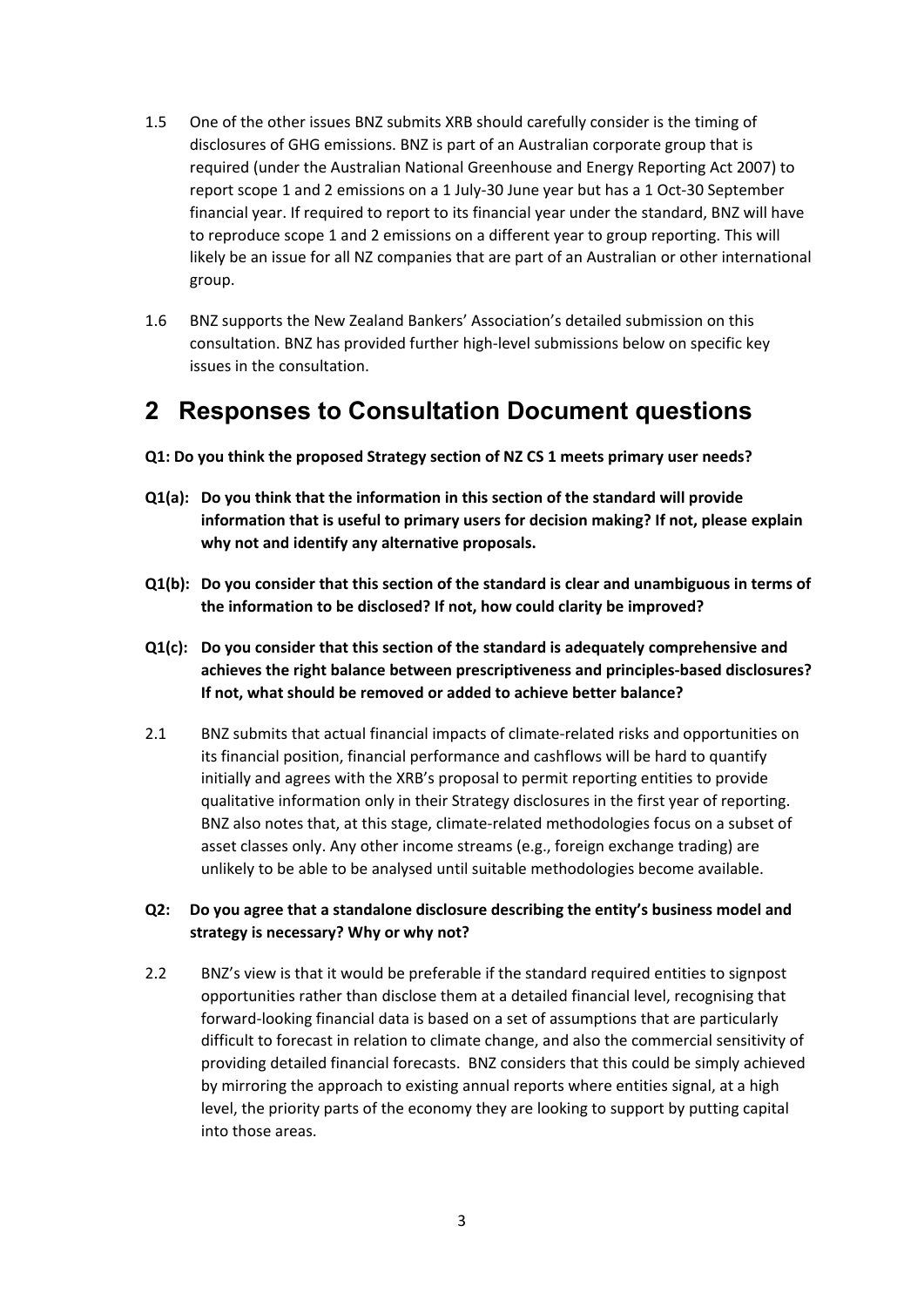1.5 One of the other issues BNZ submits XRB should carefully consider is the timing of disclosures of GHG emissions. BNZ is part of an Australian corporate group that is required (under the Australian National Greenhouse and Energy Reporting Act 2007) to report scope 1 and 2 emissions on a 1 July-30 June year but has a 1 Oct-30 September financial year. If required to report to its financial year under the standard, BNZ will have to reproduce scope 1 and 2 emissions on a different year to group reporting. This will likely be an issue for all NZ companies that are part of an Australian or other international group.

1.6 BNZ supports the New Zealand Bankers' Association's detailed submission on this consultation. BNZ has provided further high-level submissions below on specific key issues in the consultation.

## 2 Responses to Consultation Document questions

**Q1: Do you think the proposed Strategy section of NZ CS 1 meets primary user needs?**

**Q1(a): Do you think that the information in this section of the standard will provide information that is useful to primary users for decision making? If not, please explain why not and identify any alternative proposals.**

**Q1(b): Do you consider that this section of the standard is clear and unambiguous in terms of the information to be disclosed? If not, how could clarity be improved?**

**Q1(c): Do you consider that this section of the standard is adequately comprehensive and achieves the right balance between prescriptiveness and principles-based disclosures? If not, what should be removed or added to achieve better balance?**

2.1 BNZ submits that actual financial impacts of climate-related risks and opportunities on its financial position, financial performance and cashflows will be hard to quantify initially and agrees with the XRB's proposal to permit reporting entities to provide qualitative information only in their Strategy disclosures in the first year of reporting. BNZ also notes that, at this stage, climate-related methodologies focus on a subset of asset classes only. Any other income streams (e.g., foreign exchange trading) are unlikely to be able to be analysed until suitable methodologies become available.

**Q2: Do you agree that a standalone disclosure describing the entity's business model and strategy is necessary? Why or why not?**

2.2 BNZ's view is that it would be preferable if the standard required entities to signpost opportunities rather than disclose them at a detailed financial level, recognising that forward-looking financial data is based on a set of assumptions that are particularly difficult to forecast in relation to climate change, and also the commercial sensitivity of providing detailed financial forecasts. BNZ considers that this could be simply achieved by mirroring the approach to existing annual reports where entities signal, at a high level, the priority parts of the economy they are looking to support by putting capital into those areas.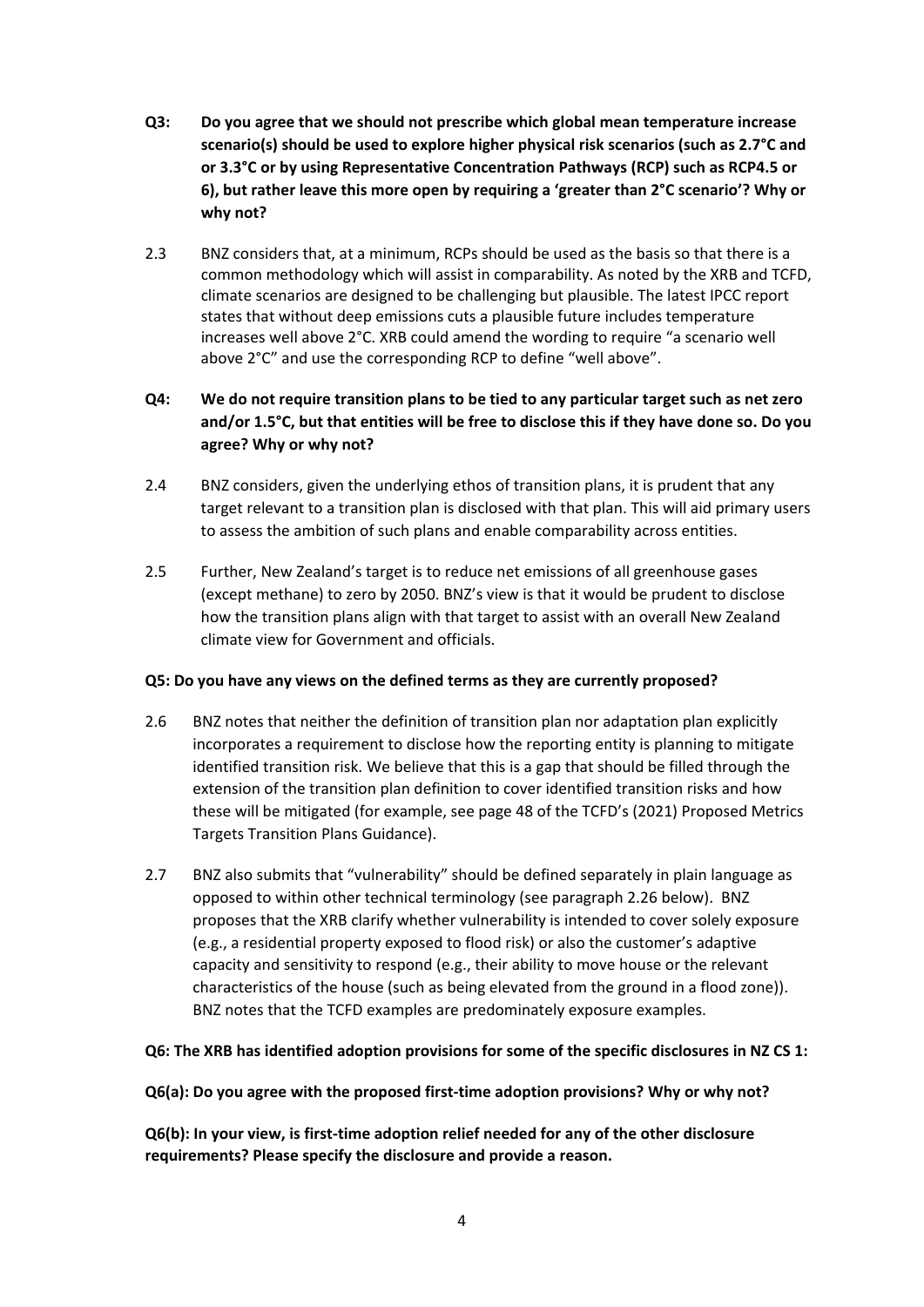**Q3: Do you agree that we should not prescribe which global mean temperature increase scenario(s) should be used to explore higher physical risk scenarios (such as 2.7°C and or 3.3°C or by using Representative Concentration Pathways (RCP) such as RCP4.5 or 6), but rather leave this more open by requiring a 'greater than 2°C scenario'? Why or why not?**

2.3 BNZ considers that, at a minimum, RCPs should be used as the basis so that there is a common methodology which will assist in comparability. As noted by the XRB and TCFD, climate scenarios are designed to be challenging but plausible. The latest IPCC report states that without deep emissions cuts a plausible future includes temperature increases well above 2°C. XRB could amend the wording to require "a scenario well above 2°C" and use the corresponding RCP to define "well above".

**Q4: We do not require transition plans to be tied to any particular target such as net zero and/or 1.5°C, but that entities will be free to disclose this if they have done so. Do you agree? Why or why not?**

2.4 BNZ considers, given the underlying ethos of transition plans, it is prudent that any target relevant to a transition plan is disclosed with that plan. This will aid primary users to assess the ambition of such plans and enable comparability across entities.

2.5 Further, New Zealand's target is to reduce net emissions of all greenhouse gases (except methane) to zero by 2050. BNZ's view is that it would be prudent to disclose how the transition plans align with that target to assist with an overall New Zealand climate view for Government and officials.

**Q5: Do you have any views on the defined terms as they are currently proposed?**

2.6 BNZ notes that neither the definition of transition plan nor adaptation plan explicitly incorporates a requirement to disclose how the reporting entity is planning to mitigate identified transition risk. We believe that this is a gap that should be filled through the extension of the transition plan definition to cover identified transition risks and how these will be mitigated (for example, see page 48 of the TCFD's (2021) Proposed Metrics Targets Transition Plans Guidance).

2.7 BNZ also submits that "vulnerability" should be defined separately in plain language as opposed to within other technical terminology (see paragraph 2.26 below). BNZ proposes that the XRB clarify whether vulnerability is intended to cover solely exposure (e.g., a residential property exposed to flood risk) or also the customer's adaptive capacity and sensitivity to respond (e.g., their ability to move house or the relevant characteristics of the house (such as being elevated from the ground in a flood zone)). BNZ notes that the TCFD examples are predominately exposure examples.

**Q6: The XRB has identified adoption provisions for some of the specific disclosures in NZ CS 1:**

**Q6(a): Do you agree with the proposed first-time adoption provisions? Why or why not?**

**Q6(b): In your view, is first-time adoption relief needed for any of the other disclosure requirements? Please specify the disclosure and provide a reason.**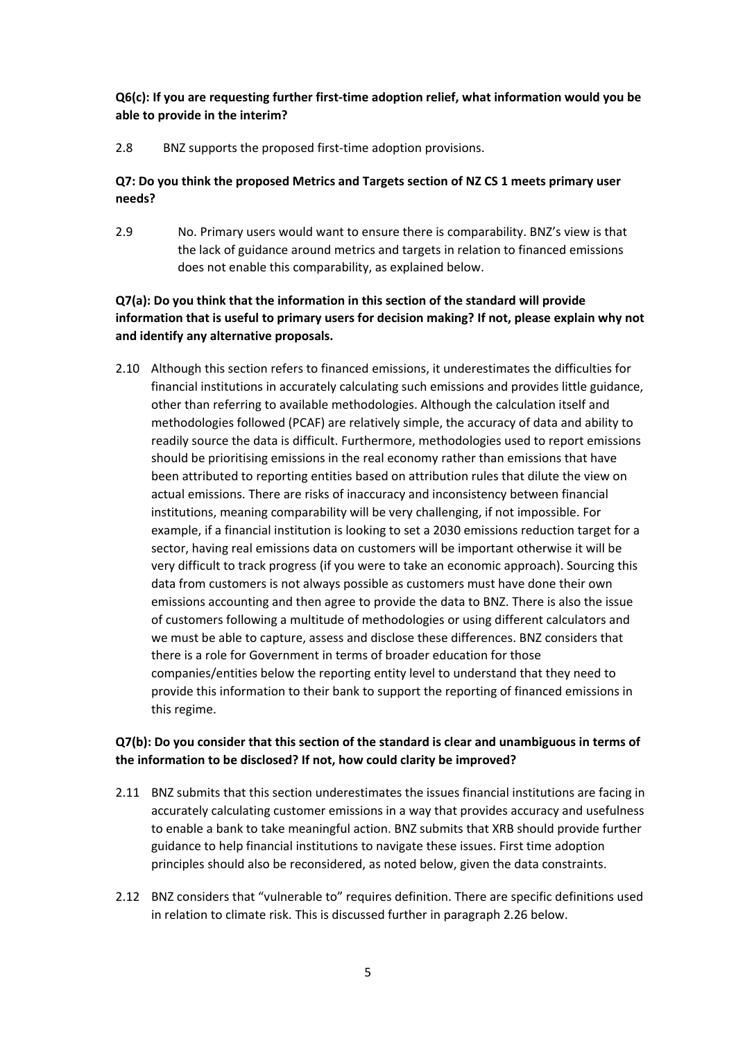**Q6(c): If you are requesting further first-time adoption relief, what information would you be able to provide in the interim?**

2.8 BNZ supports the proposed first-time adoption provisions.

**Q7: Do you think the proposed Metrics and Targets section of NZ CS 1 meets primary user needs?**

2.9 No. Primary users would want to ensure there is comparability. BNZ's view is that the lack of guidance around metrics and targets in relation to financed emissions does not enable this comparability, as explained below.

**Q7(a): Do you think that the information in this section of the standard will provide information that is useful to primary users for decision making? If not, please explain why not and identify any alternative proposals.**

2.10 Although this section refers to financed emissions, it underestimates the difficulties for financial institutions in accurately calculating such emissions and provides little guidance, other than referring to available methodologies. Although the calculation itself and methodologies followed (PCAF) are relatively simple, the accuracy of data and ability to readily source the data is difficult. Furthermore, methodologies used to report emissions should be prioritising emissions in the real economy rather than emissions that have been attributed to reporting entities based on attribution rules that dilute the view on actual emissions. There are risks of inaccuracy and inconsistency between financial institutions, meaning comparability will be very challenging, if not impossible. For example, if a financial institution is looking to set a 2030 emissions reduction target for a sector, having real emissions data on customers will be important otherwise it will be very difficult to track progress (if you were to take an economic approach). Sourcing this data from customers is not always possible as customers must have done their own emissions accounting and then agree to provide the data to BNZ. There is also the issue of customers following a multitude of methodologies or using different calculators and we must be able to capture, assess and disclose these differences. BNZ considers that there is a role for Government in terms of broader education for those companies/entities below the reporting entity level to understand that they need to provide this information to their bank to support the reporting of financed emissions in this regime.

**Q7(b): Do you consider that this section of the standard is clear and unambiguous in terms of the information to be disclosed? If not, how could clarity be improved?**

2.11 BNZ submits that this section underestimates the issues financial institutions are facing in accurately calculating customer emissions in a way that provides accuracy and usefulness to enable a bank to take meaningful action. BNZ submits that XRB should provide further guidance to help financial institutions to navigate these issues. First time adoption principles should also be reconsidered, as noted below, given the data constraints.

2.12 BNZ considers that "vulnerable to" requires definition. There are specific definitions used in relation to climate risk. This is discussed further in paragraph 2.26 below.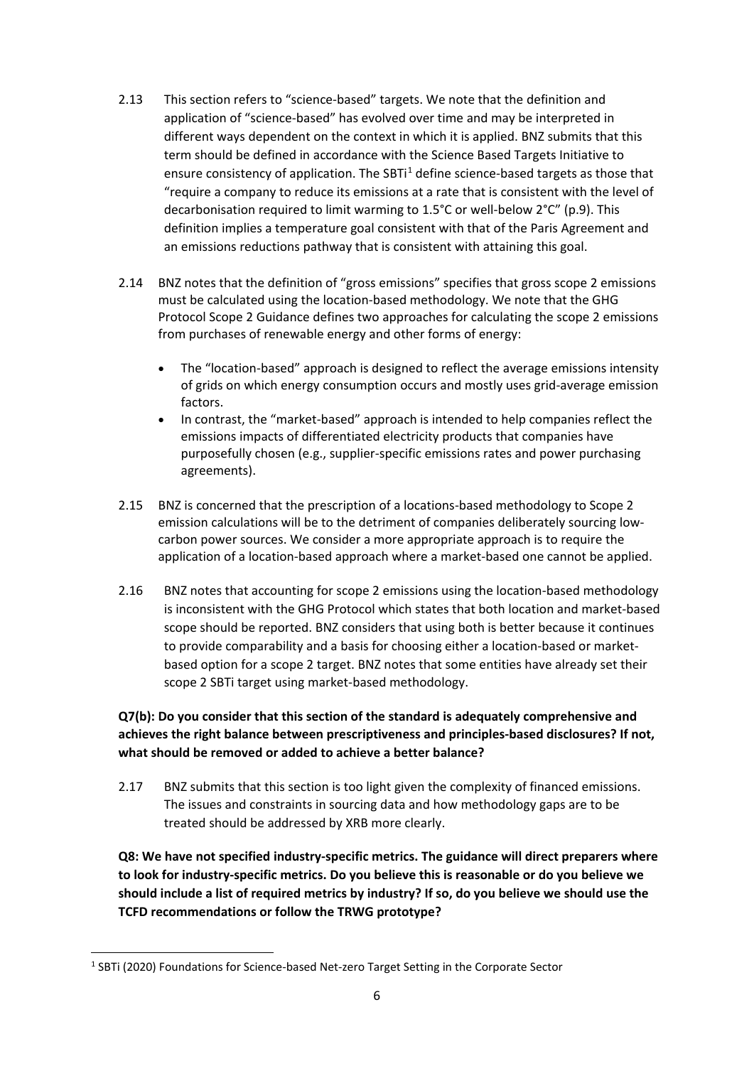2.13 This section refers to "science-based" targets. We note that the definition and application of "science-based" has evolved over time and may be interpreted in different ways dependent on the context in which it is applied. BNZ submits that this term should be defined in accordance with the Science Based Targets Initiative to ensure consistency of application. The SBTi[1] define science-based targets as those that "require a company to reduce its emissions at a rate that is consistent with the level of decarbonisation required to limit warming to 1.5°C or well-below 2°C" (p.9). This definition implies a temperature goal consistent with that of the Paris Agreement and an emissions reductions pathway that is consistent with attaining this goal.

2.14 BNZ notes that the definition of "gross emissions" specifies that gross scope 2 emissions must be calculated using the location-based methodology. We note that the GHG Protocol Scope 2 Guidance defines two approaches for calculating the scope 2 emissions from purchases of renewable energy and other forms of energy:

- The "location-based" approach is designed to reflect the average emissions intensity of grids on which energy consumption occurs and mostly uses grid-average emission factors.
- In contrast, the "market-based" approach is intended to help companies reflect the emissions impacts of differentiated electricity products that companies have purposefully chosen (e.g., supplier-specific emissions rates and power purchasing agreements).

2.15 BNZ is concerned that the prescription of a locations-based methodology to Scope 2 emission calculations will be to the detriment of companies deliberately sourcing low-carbon power sources. We consider a more appropriate approach is to require the application of a location-based approach where a market-based one cannot be applied.

2.16 BNZ notes that accounting for scope 2 emissions using the location-based methodology is inconsistent with the GHG Protocol which states that both location and market-based scope should be reported. BNZ considers that using both is better because it continues to provide comparability and a basis for choosing either a location-based or market-based option for a scope 2 target. BNZ notes that some entities have already set their scope 2 SBTi target using market-based methodology.

**Q7(b): Do you consider that this section of the standard is adequately comprehensive and achieves the right balance between prescriptiveness and principles-based disclosures? If not, what should be removed or added to achieve a better balance?**

2.17 BNZ submits that this section is too light given the complexity of financed emissions. The issues and constraints in sourcing data and how methodology gaps are to be treated should be addressed by XRB more clearly.

**Q8: We have not specified industry-specific metrics. The guidance will direct preparers where to look for industry-specific metrics. Do you believe this is reasonable or do you believe we should include a list of required metrics by industry? If so, do you believe we should use the TCFD recommendations or follow the TRWG prototype?**

[1] SBTi (2020) Foundations for Science-based Net-zero Target Setting in the Corporate Sector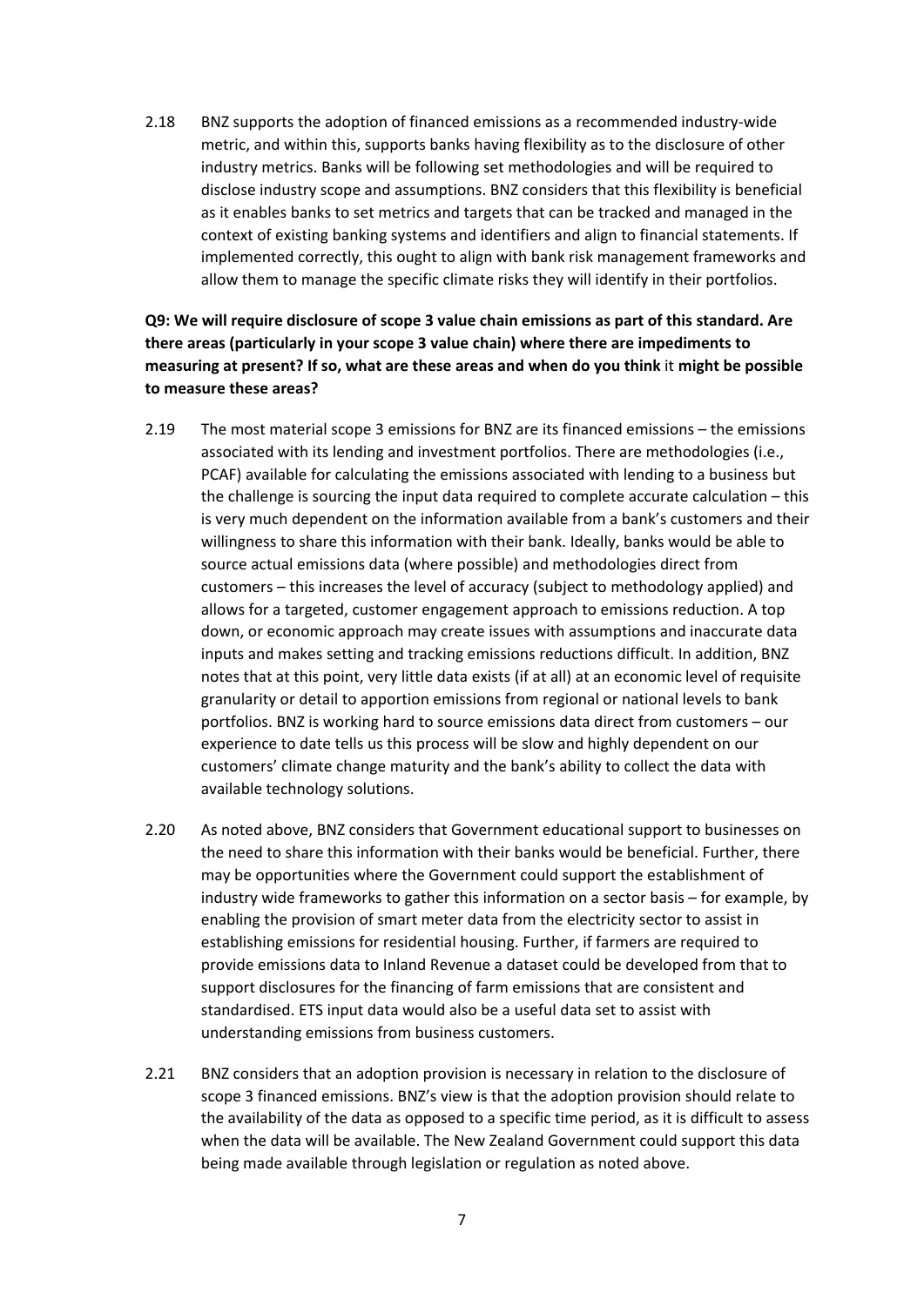2.18 BNZ supports the adoption of financed emissions as a recommended industry-wide metric, and within this, supports banks having flexibility as to the disclosure of other industry metrics. Banks will be following set methodologies and will be required to disclose industry scope and assumptions. BNZ considers that this flexibility is beneficial as it enables banks to set metrics and targets that can be tracked and managed in the context of existing banking systems and identifiers and align to financial statements. If implemented correctly, this ought to align with bank risk management frameworks and allow them to manage the specific climate risks they will identify in their portfolios.

**Q9: We will require disclosure of scope 3 value chain emissions as part of this standard. Are there areas (particularly in your scope 3 value chain) where there are impediments to measuring at present? If so, what are these areas and when do you think** it **might be possible to measure these areas?**

2.19 The most material scope 3 emissions for BNZ are its financed emissions – the emissions associated with its lending and investment portfolios. There are methodologies (i.e., PCAF) available for calculating the emissions associated with lending to a business but the challenge is sourcing the input data required to complete accurate calculation – this is very much dependent on the information available from a bank's customers and their willingness to share this information with their bank. Ideally, banks would be able to source actual emissions data (where possible) and methodologies direct from customers – this increases the level of accuracy (subject to methodology applied) and allows for a targeted, customer engagement approach to emissions reduction. A top down, or economic approach may create issues with assumptions and inaccurate data inputs and makes setting and tracking emissions reductions difficult. In addition, BNZ notes that at this point, very little data exists (if at all) at an economic level of requisite granularity or detail to apportion emissions from regional or national levels to bank portfolios. BNZ is working hard to source emissions data direct from customers – our experience to date tells us this process will be slow and highly dependent on our customers' climate change maturity and the bank's ability to collect the data with available technology solutions.

2.20 As noted above, BNZ considers that Government educational support to businesses on the need to share this information with their banks would be beneficial. Further, there may be opportunities where the Government could support the establishment of industry wide frameworks to gather this information on a sector basis – for example, by enabling the provision of smart meter data from the electricity sector to assist in establishing emissions for residential housing. Further, if farmers are required to provide emissions data to Inland Revenue a dataset could be developed from that to support disclosures for the financing of farm emissions that are consistent and standardised. ETS input data would also be a useful data set to assist with understanding emissions from business customers.

2.21 BNZ considers that an adoption provision is necessary in relation to the disclosure of scope 3 financed emissions. BNZ's view is that the adoption provision should relate to the availability of the data as opposed to a specific time period, as it is difficult to assess when the data will be available. The New Zealand Government could support this data being made available through legislation or regulation as noted above.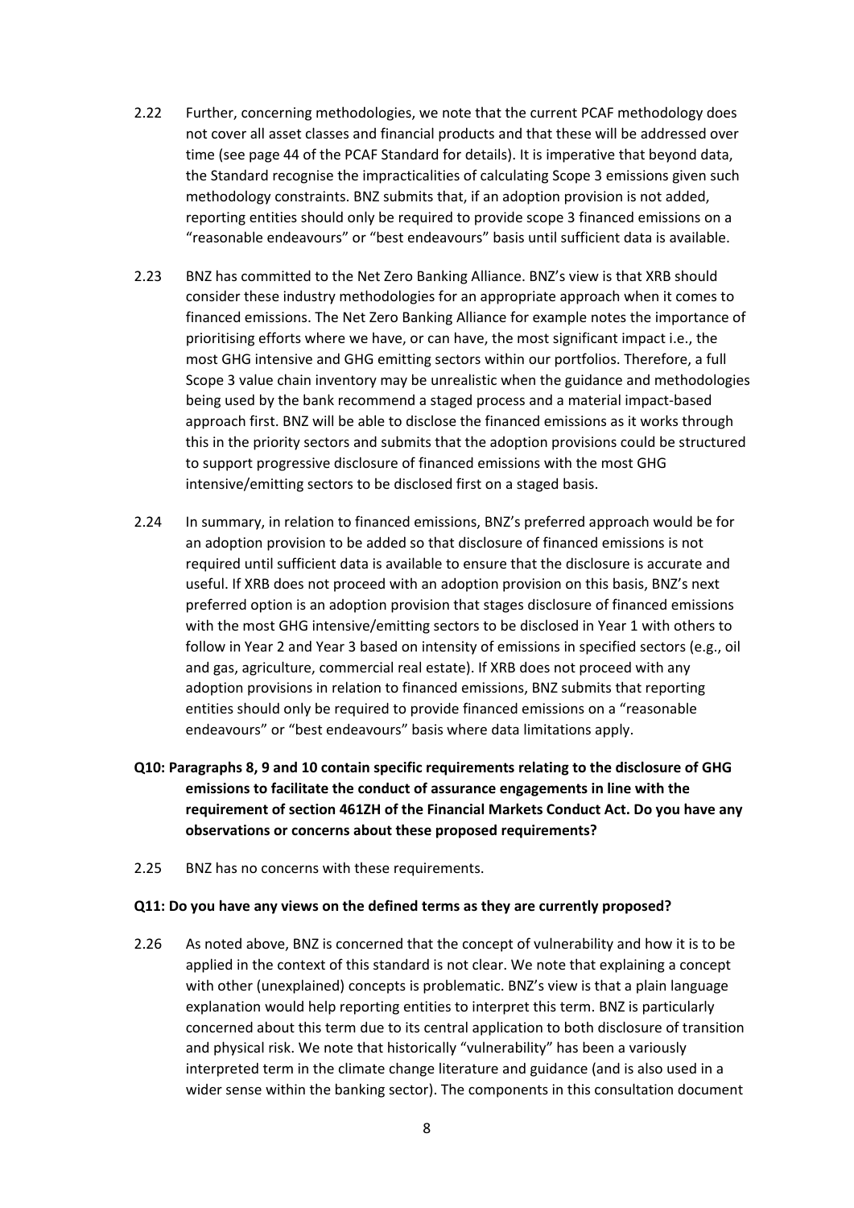2.22 Further, concerning methodologies, we note that the current PCAF methodology does not cover all asset classes and financial products and that these will be addressed over time (see page 44 of the PCAF Standard for details). It is imperative that beyond data, the Standard recognise the impracticalities of calculating Scope 3 emissions given such methodology constraints. BNZ submits that, if an adoption provision is not added, reporting entities should only be required to provide scope 3 financed emissions on a "reasonable endeavours" or "best endeavours" basis until sufficient data is available.

2.23 BNZ has committed to the Net Zero Banking Alliance. BNZ's view is that XRB should consider these industry methodologies for an appropriate approach when it comes to financed emissions. The Net Zero Banking Alliance for example notes the importance of prioritising efforts where we have, or can have, the most significant impact i.e., the most GHG intensive and GHG emitting sectors within our portfolios. Therefore, a full Scope 3 value chain inventory may be unrealistic when the guidance and methodologies being used by the bank recommend a staged process and a material impact-based approach first. BNZ will be able to disclose the financed emissions as it works through this in the priority sectors and submits that the adoption provisions could be structured to support progressive disclosure of financed emissions with the most GHG intensive/emitting sectors to be disclosed first on a staged basis.

2.24 In summary, in relation to financed emissions, BNZ's preferred approach would be for an adoption provision to be added so that disclosure of financed emissions is not required until sufficient data is available to ensure that the disclosure is accurate and useful. If XRB does not proceed with an adoption provision on this basis, BNZ's next preferred option is an adoption provision that stages disclosure of financed emissions with the most GHG intensive/emitting sectors to be disclosed in Year 1 with others to follow in Year 2 and Year 3 based on intensity of emissions in specified sectors (e.g., oil and gas, agriculture, commercial real estate). If XRB does not proceed with any adoption provisions in relation to financed emissions, BNZ submits that reporting entities should only be required to provide financed emissions on a "reasonable endeavours" or "best endeavours" basis where data limitations apply.

**Q10: Paragraphs 8, 9 and 10 contain specific requirements relating to the disclosure of GHG emissions to facilitate the conduct of assurance engagements in line with the requirement of section 461ZH of the Financial Markets Conduct Act. Do you have any observations or concerns about these proposed requirements?**

2.25 BNZ has no concerns with these requirements.

**Q11: Do you have any views on the defined terms as they are currently proposed?**

2.26 As noted above, BNZ is concerned that the concept of vulnerability and how it is to be applied in the context of this standard is not clear. We note that explaining a concept with other (unexplained) concepts is problematic. BNZ's view is that a plain language explanation would help reporting entities to interpret this term. BNZ is particularly concerned about this term due to its central application to both disclosure of transition and physical risk. We note that historically "vulnerability" has been a variously interpreted term in the climate change literature and guidance (and is also used in a wider sense within the banking sector). The components in this consultation document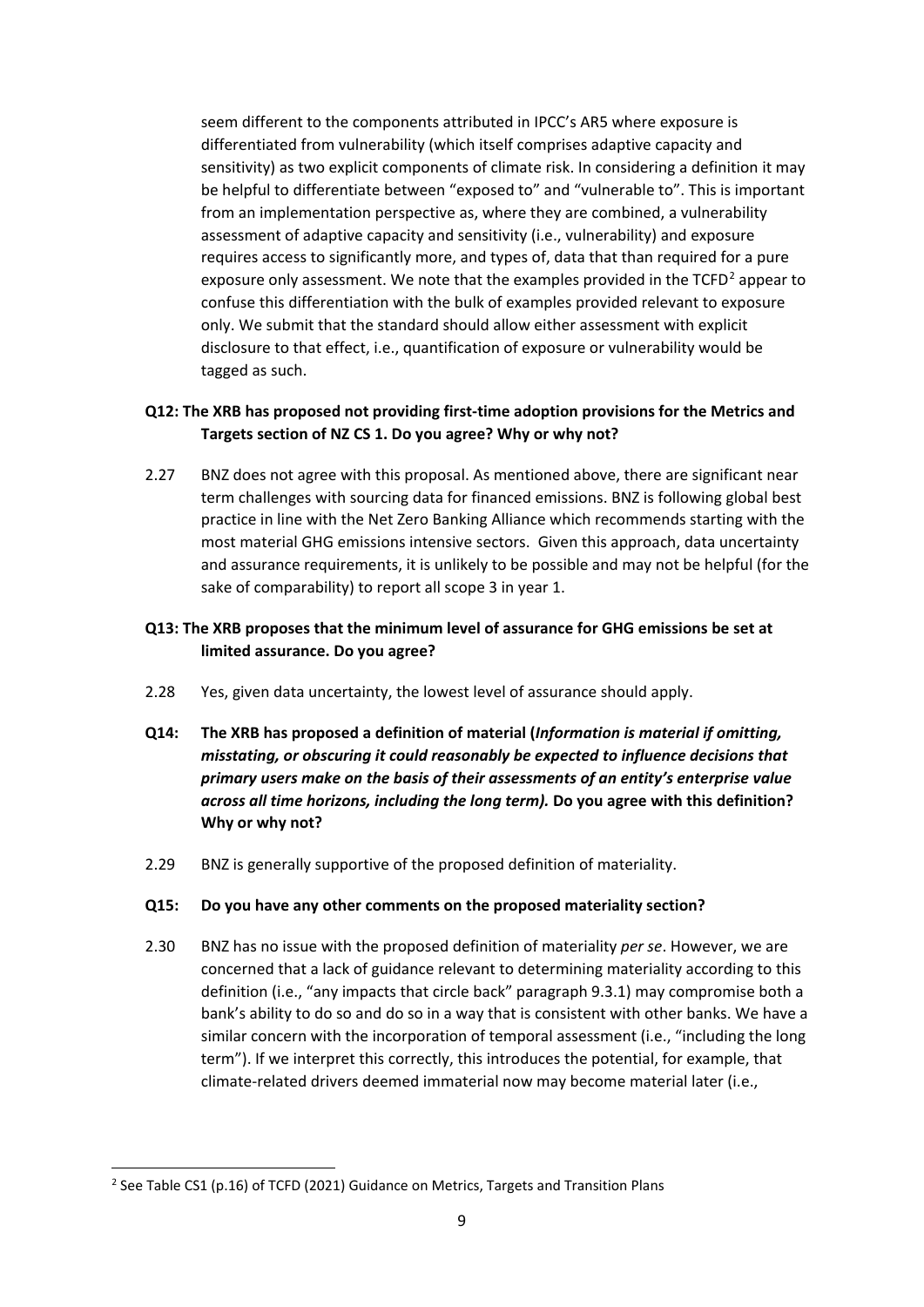seem different to the components attributed in IPCC's AR5 where exposure is differentiated from vulnerability (which itself comprises adaptive capacity and sensitivity) as two explicit components of climate risk. In considering a definition it may be helpful to differentiate between "exposed to" and "vulnerable to". This is important from an implementation perspective as, where they are combined, a vulnerability assessment of adaptive capacity and sensitivity (i.e., vulnerability) and exposure requires access to significantly more, and types of, data that than required for a pure exposure only assessment. We note that the examples provided in the TCFD[2] appear to confuse this differentiation with the bulk of examples provided relevant to exposure only. We submit that the standard should allow either assessment with explicit disclosure to that effect, i.e., quantification of exposure or vulnerability would be tagged as such.

**Q12: The XRB has proposed not providing first-time adoption provisions for the Metrics and Targets section of NZ CS 1. Do you agree? Why or why not?**

2.27 BNZ does not agree with this proposal. As mentioned above, there are significant near term challenges with sourcing data for financed emissions. BNZ is following global best practice in line with the Net Zero Banking Alliance which recommends starting with the most material GHG emissions intensive sectors. Given this approach, data uncertainty and assurance requirements, it is unlikely to be possible and may not be helpful (for the sake of comparability) to report all scope 3 in year 1.

**Q13: The XRB proposes that the minimum level of assurance for GHG emissions be set at limited assurance. Do you agree?**

2.28 Yes, given data uncertainty, the lowest level of assurance should apply.

**Q14: The XRB has proposed a definition of material (*Information is material if omitting, misstating, or obscuring it could reasonably be expected to influence decisions that primary users make on the basis of their assessments of an entity's enterprise value across all time horizons, including the long term).* Do you agree with this definition? Why or why not?**

2.29 BNZ is generally supportive of the proposed definition of materiality.

**Q15: Do you have any other comments on the proposed materiality section?**

2.30 BNZ has no issue with the proposed definition of materiality *per se*. However, we are concerned that a lack of guidance relevant to determining materiality according to this definition (i.e., "any impacts that circle back" paragraph 9.3.1) may compromise both a bank's ability to do so and do so in a way that is consistent with other banks. We have a similar concern with the incorporation of temporal assessment (i.e., "including the long term"). If we interpret this correctly, this introduces the potential, for example, that climate-related drivers deemed immaterial now may become material later (i.e.,

[2] See Table CS1 (p.16) of TCFD (2021) Guidance on Metrics, Targets and Transition Plans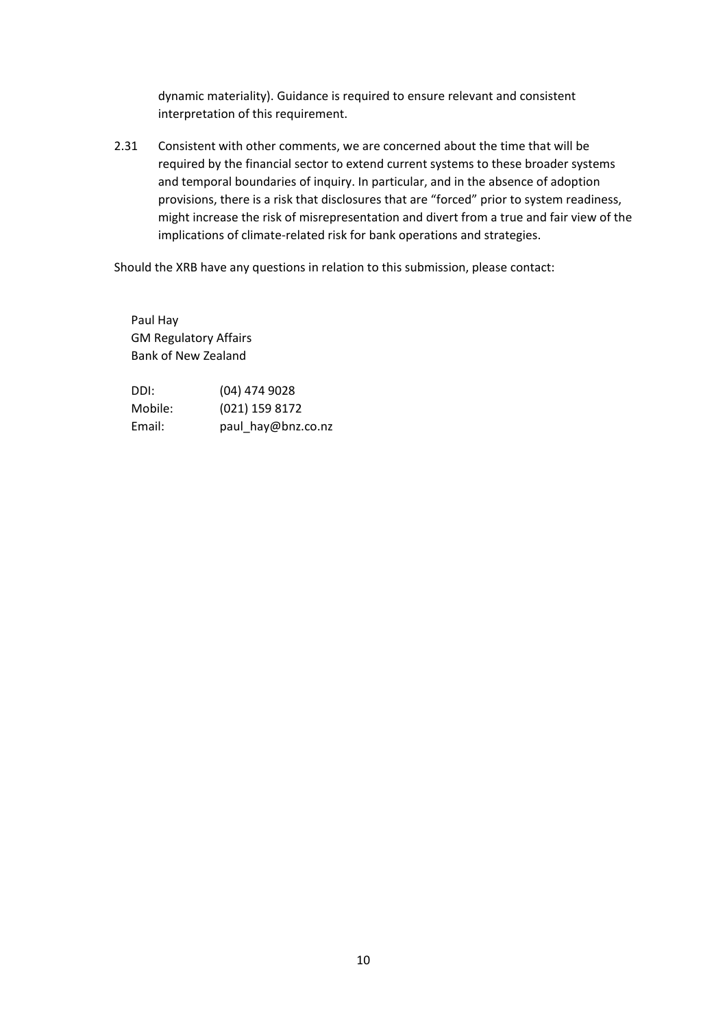dynamic materiality). Guidance is required to ensure relevant and consistent interpretation of this requirement.

2.31 Consistent with other comments, we are concerned about the time that will be required by the financial sector to extend current systems to these broader systems and temporal boundaries of inquiry. In particular, and in the absence of adoption provisions, there is a risk that disclosures that are "forced" prior to system readiness, might increase the risk of misrepresentation and divert from a true and fair view of the implications of climate-related risk for bank operations and strategies.

Should the XRB have any questions in relation to this submission, please contact:

Paul Hay
GM Regulatory Affairs
Bank of New Zealand

| | |
|---|---|
| DDI: | (04) 474 9028 |
| Mobile: | (021) 159 8172 |
| Email: | paul_hay@bnz.co.nz |